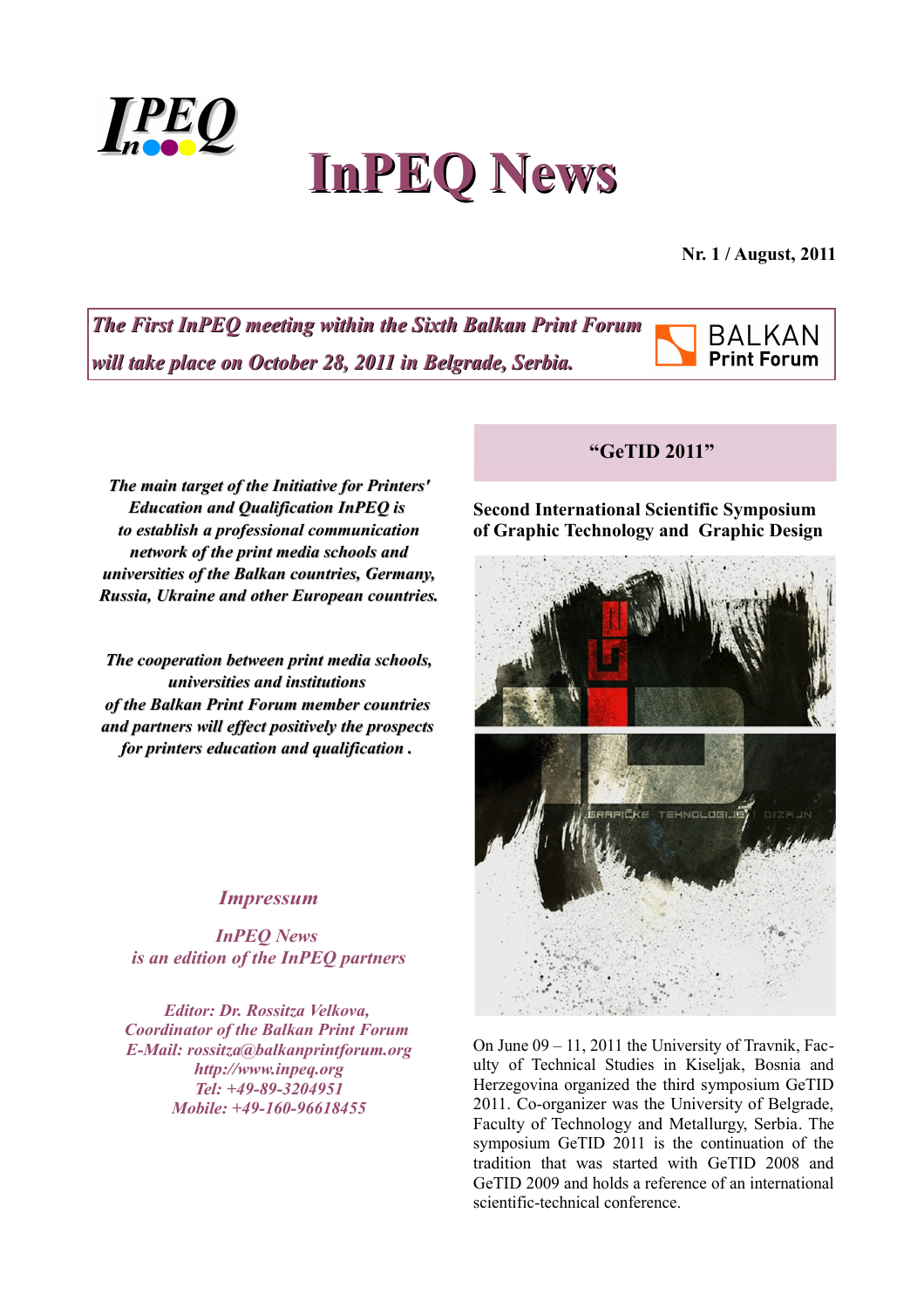# InPEQ News

**Nr. 1 / August, 2011**

***The First InPEQ meeting within the Sixth Balkan Print Forum will take place on October 28, 2011 in Belgrade, Serbia.***

BALKAN Print Forum

***The main target of the Initiative for Printers' Education and Qualification InPEQ is to establish a professional communication network of the print media schools and universities of the Balkan countries, Germany, Russia, Ukraine and other European countries.***

***The cooperation between print media schools, universities and institutions of the Balkan Print Forum member countries and partners will effect positively the prospects for printers education and qualification .***

## "GeTID 2011"

### Second International Scientific Symposium of Graphic Technology and Graphic Design

On June 09 – 11, 2011 the University of Travnik, Faculty of Technical Studies in Kiseljak, Bosnia and Herzegovina organized the third symposium GeTID 2011. Co-organizer was the University of Belgrade, Faculty of Technology and Metallurgy, Serbia. The symposium GeTID 2011 is the continuation of the tradition that was started with GeTID 2008 and GeTID 2009 and holds a reference of an international scientific-technical conference.

*Impressum*

*InPEQ News is an edition of the InPEQ partners*

*Editor: Dr. Rossitza Velkova,*
*Coordinator of the Balkan Print Forum*
*E-Mail: rossitza@balkanprintforum.org*
*http://www.inpeq.org*
*Tel: +49-89-3204951*
*Mobile: +49-160-96618455*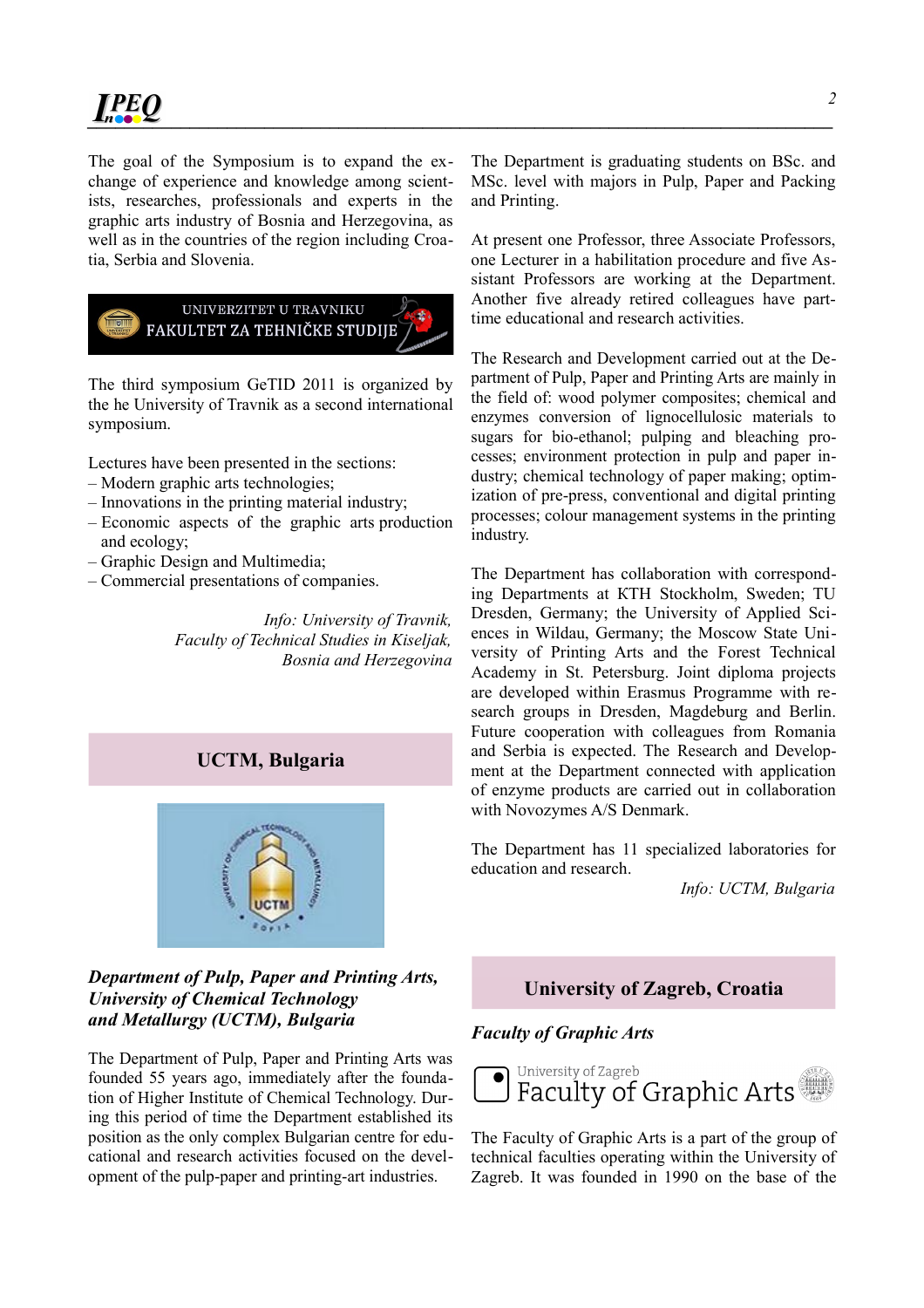The goal of the Symposium is to expand the exchange of experience and knowledge among scientists, researches, professionals and experts in the graphic arts industry of Bosnia and Herzegovina, as well as in the countries of the region including Croatia, Serbia and Slovenia.

The third symposium GeTID 2011 is organized by the he University of Travnik as a second international symposium.

Lectures have been presented in the sections:
– Modern graphic arts technologies;
– Innovations in the printing material industry;
– Economic aspects of the graphic arts production and ecology;
– Graphic Design and Multimedia;
– Commercial presentations of companies.

*Info: University of Travnik, Faculty of Technical Studies in Kiseljak, Bosnia and Herzegovina*

## UCTM, Bulgaria

### *Department of Pulp, Paper and Printing Arts, University of Chemical Technology and Metallurgy (UCTM), Bulgaria*

The Department of Pulp, Paper and Printing Arts was founded 55 years ago, immediately after the foundation of Higher Institute of Chemical Technology. During this period of time the Department established its position as the only complex Bulgarian centre for educational and research activities focused on the development of the pulp-paper and printing-art industries.

The Department is graduating students on BSc. and MSc. level with majors in Pulp, Paper and Packing and Printing.

At present one Professor, three Associate Professors, one Lecturer in a habilitation procedure and five Assistant Professors are working at the Department. Another five already retired colleagues have part-time educational and research activities.

The Research and Development carried out at the Department of Pulp, Paper and Printing Arts are mainly in the field of: wood polymer composites; chemical and enzymes conversion of lignocellulosic materials to sugars for bio-ethanol; pulping and bleaching processes; environment protection in pulp and paper industry; chemical technology of paper making; optimization of pre-press, conventional and digital printing processes; colour management systems in the printing industry.

The Department has collaboration with corresponding Departments at KTH Stockholm, Sweden; TU Dresden, Germany; the University of Applied Sciences in Wildau, Germany; the Moscow State University of Printing Arts and the Forest Technical Academy in St. Petersburg. Joint diploma projects are developed within Erasmus Programme with research groups in Dresden, Magdeburg and Berlin. Future cooperation with colleagues from Romania and Serbia is expected. The Research and Development at the Department connected with application of enzyme products are carried out in collaboration with Novozymes A/S Denmark.

The Department has 11 specialized laboratories for education and research.

*Info: UCTM, Bulgaria*

## University of Zagreb, Croatia

### *Faculty of Graphic Arts*

The Faculty of Graphic Arts is a part of the group of technical faculties operating within the University of Zagreb. It was founded in 1990 on the base of the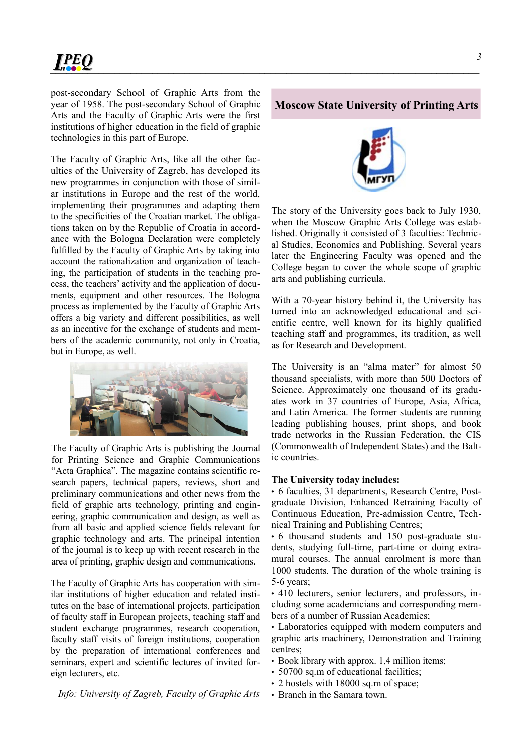post-secondary School of Graphic Arts from the year of 1958. The post-secondary School of Graphic Arts and the Faculty of Graphic Arts were the first institutions of higher education in the field of graphic technologies in this part of Europe.

The Faculty of Graphic Arts, like all the other faculties of the University of Zagreb, has developed its new programmes in conjunction with those of similar institutions in Europe and the rest of the world, implementing their programmes and adapting them to the specificities of the Croatian market. The obligations taken on by the Republic of Croatia in accordance with the Bologna Declaration were completely fulfilled by the Faculty of Graphic Arts by taking into account the rationalization and organization of teaching, the participation of students in the teaching process, the teachers' activity and the application of documents, equipment and other resources. The Bologna process as implemented by the Faculty of Graphic Arts offers a big variety and different possibilities, as well as an incentive for the exchange of students and members of the academic community, not only in Croatia, but in Europe, as well.

The Faculty of Graphic Arts is publishing the Journal for Printing Science and Graphic Communications "Acta Graphica". The magazine contains scientific research papers, technical papers, reviews, short and preliminary communications and other news from the field of graphic arts technology, printing and engineering, graphic communication and design, as well as from all basic and applied science fields relevant for graphic technology and arts. The principal intention of the journal is to keep up with recent research in the area of printing, graphic design and communications.

The Faculty of Graphic Arts has cooperation with similar institutions of higher education and related institutes on the base of international projects, participation of faculty staff in European projects, teaching staff and student exchange programmes, research cooperation, faculty staff visits of foreign institutions, cooperation by the preparation of international conferences and seminars, expert and scientific lectures of invited foreign lecturers, etc.

*Info: University of Zagreb, Faculty of Graphic Arts*

## Moscow State University of Printing Arts

The story of the University goes back to July 1930, when the Moscow Graphic Arts College was established. Originally it consisted of 3 faculties: Technical Studies, Economics and Publishing. Several years later the Engineering Faculty was opened and the College began to cover the whole scope of graphic arts and publishing curricula.

With a 70-year history behind it, the University has turned into an acknowledged educational and scientific centre, well known for its highly qualified teaching staff and programmes, its tradition, as well as for Research and Development.

The University is an "alma mater" for almost 50 thousand specialists, with more than 500 Doctors of Science. Approximately one thousand of its graduates work in 37 countries of Europe, Asia, Africa, and Latin America. The former students are running leading publishing houses, print shops, and book trade networks in the Russian Federation, the CIS (Commonwealth of Independent States) and the Baltic countries.

**The University today includes:**

- 6 faculties, 31 departments, Research Centre, Post-graduate Division, Enhanced Retraining Faculty of Continuous Education, Pre-admission Centre, Technical Training and Publishing Centres;
- 6 thousand students and 150 post-graduate students, studying full-time, part-time or doing extra-mural courses. The annual enrolment is more than 1000 students. The duration of the whole training is 5-6 years;
- 410 lecturers, senior lecturers, and professors, including some academicians and corresponding members of a number of Russian Academies;
- Laboratories equipped with modern computers and graphic arts machinery, Demonstration and Training centres;
- Book library with approx. 1,4 million items;
- 50700 sq.m of educational facilities;
- 2 hostels with 18000 sq.m of space;
- Branch in the Samara town.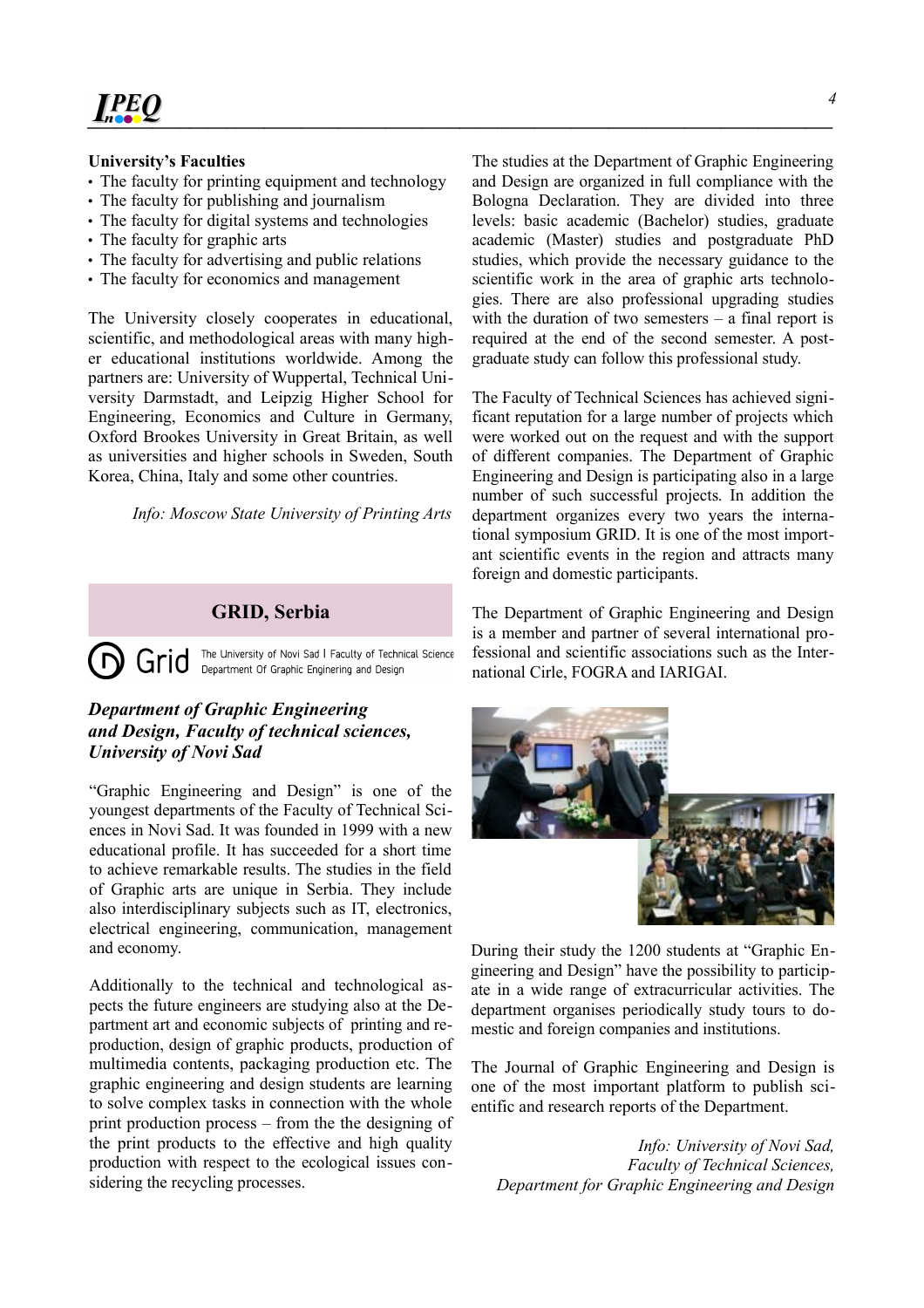**University's Faculties**

- The faculty for printing equipment and technology
- The faculty for publishing and journalism
- The faculty for digital systems and technologies
- The faculty for graphic arts
- The faculty for advertising and public relations
- The faculty for economics and management

The University closely cooperates in educational, scientific, and methodological areas with many higher educational institutions worldwide. Among the partners are: University of Wuppertal, Technical University Darmstadt, and Leipzig Higher School for Engineering, Economics and Culture in Germany, Oxford Brookes University in Great Britain, as well as universities and higher schools in Sweden, South Korea, China, Italy and some other countries.

*Info: Moscow State University of Printing Arts*

## GRID, Serbia

Grid The University of Novi Sad | Faculty of Technical Science Department Of Graphic Enginering and Design

### *Department of Graphic Engineering and Design, Faculty of technical sciences, University of Novi Sad*

"Graphic Engineering and Design" is one of the youngest departments of the Faculty of Technical Sciences in Novi Sad. It was founded in 1999 with a new educational profile. It has succeeded for a short time to achieve remarkable results. The studies in the field of Graphic arts are unique in Serbia. They include also interdisciplinary subjects such as IT, electronics, electrical engineering, communication, management and economy.

Additionally to the technical and technological aspects the future engineers are studying also at the Department art and economic subjects of printing and reproduction, design of graphic products, production of multimedia contents, packaging production etc. The graphic engineering and design students are learning to solve complex tasks in connection with the whole print production process – from the the designing of the print products to the effective and high quality production with respect to the ecological issues considering the recycling processes.

The studies at the Department of Graphic Engineering and Design are organized in full compliance with the Bologna Declaration. They are divided into three levels: basic academic (Bachelor) studies, graduate academic (Master) studies and postgraduate PhD studies, which provide the necessary guidance to the scientific work in the area of graphic arts technologies. There are also professional upgrading studies with the duration of two semesters – a final report is required at the end of the second semester. A postgraduate study can follow this professional study.

The Faculty of Technical Sciences has achieved significant reputation for a large number of projects which were worked out on the request and with the support of different companies. The Department of Graphic Engineering and Design is participating also in a large number of such successful projects. In addition the department organizes every two years the international symposium GRID. It is one of the most important scientific events in the region and attracts many foreign and domestic participants.

The Department of Graphic Engineering and Design is a member and partner of several international professional and scientific associations such as the International Cirle, FOGRA and IARIGAI.

During their study the 1200 students at "Graphic Engineering and Design" have the possibility to participate in a wide range of extracurricular activities. The department organises periodically study tours to domestic and foreign companies and institutions.

The Journal of Graphic Engineering and Design is one of the most important platform to publish scientific and research reports of the Department.

*Info: University of Novi Sad, Faculty of Technical Sciences, Department for Graphic Engineering and Design*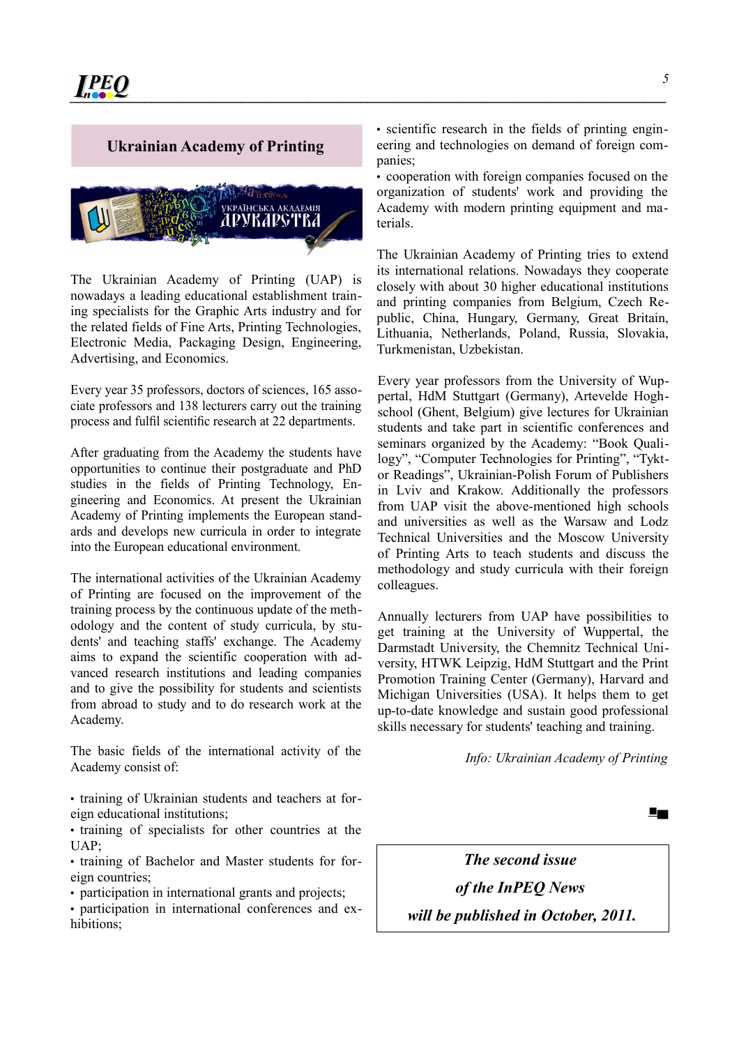## Ukrainian Academy of Printing

The Ukrainian Academy of Printing (UAP) is nowadays a leading educational establishment training specialists for the Graphic Arts industry and for the related fields of Fine Arts, Printing Technologies, Electronic Media, Packaging Design, Engineering, Advertising, and Economics.

Every year 35 professors, doctors of sciences, 165 associate professors and 138 lecturers carry out the training process and fulfil scientific research at 22 departments.

After graduating from the Academy the students have opportunities to continue their postgraduate and PhD studies in the fields of Printing Technology, Engineering and Economics. At present the Ukrainian Academy of Printing implements the European standards and develops new curricula in order to integrate into the European educational environment.

The international activities of the Ukrainian Academy of Printing are focused on the improvement of the training process by the continuous update of the methodology and the content of study curricula, by students' and teaching staffs' exchange. The Academy aims to expand the scientific cooperation with advanced research institutions and leading companies and to give the possibility for students and scientists from abroad to study and to do research work at the Academy.

The basic fields of the international activity of the Academy consist of:

- training of Ukrainian students and teachers at foreign educational institutions;
- training of specialists for other countries at the UAP;
- training of Bachelor and Master students for foreign countries;
- participation in international grants and projects;
- participation in international conferences and exhibitions;
- scientific research in the fields of printing engineering and technologies on demand of foreign companies;
- cooperation with foreign companies focused on the organization of students' work and providing the Academy with modern printing equipment and materials.

The Ukrainian Academy of Printing tries to extend its international relations. Nowadays they cooperate closely with about 30 higher educational institutions and printing companies from Belgium, Czech Republic, China, Hungary, Germany, Great Britain, Lithuania, Netherlands, Poland, Russia, Slovakia, Turkmenistan, Uzbekistan.

Every year professors from the University of Wuppertal, HdM Stuttgart (Germany), Artevelde Hogeschool (Ghent, Belgium) give lectures for Ukrainian students and take part in scientific conferences and seminars organized by the Academy: "Book Qualilogy", "Computer Technologies for Printing", "Tyktor Readings", Ukrainian-Polish Forum of Publishers in Lviv and Krakow. Additionally the professors from UAP visit the above-mentioned high schools and universities as well as the Warsaw and Lodz Technical Universities and the Moscow University of Printing Arts to teach students and discuss the methodology and study curricula with their foreign colleagues.

Annually lecturers from UAP have possibilities to get training at the University of Wuppertal, the Darmstadt University, the Chemnitz Technical University, HTWK Leipzig, HdM Stuttgart and the Print Promotion Training Center (Germany), Harvard and Michigan Universities (USA). It helps them to get up-to-date knowledge and sustain good professional skills necessary for students' teaching and training.

*Info: Ukrainian Academy of Printing*

***The second issue***

***of the InPEQ News***

***will be published in October, 2011.***